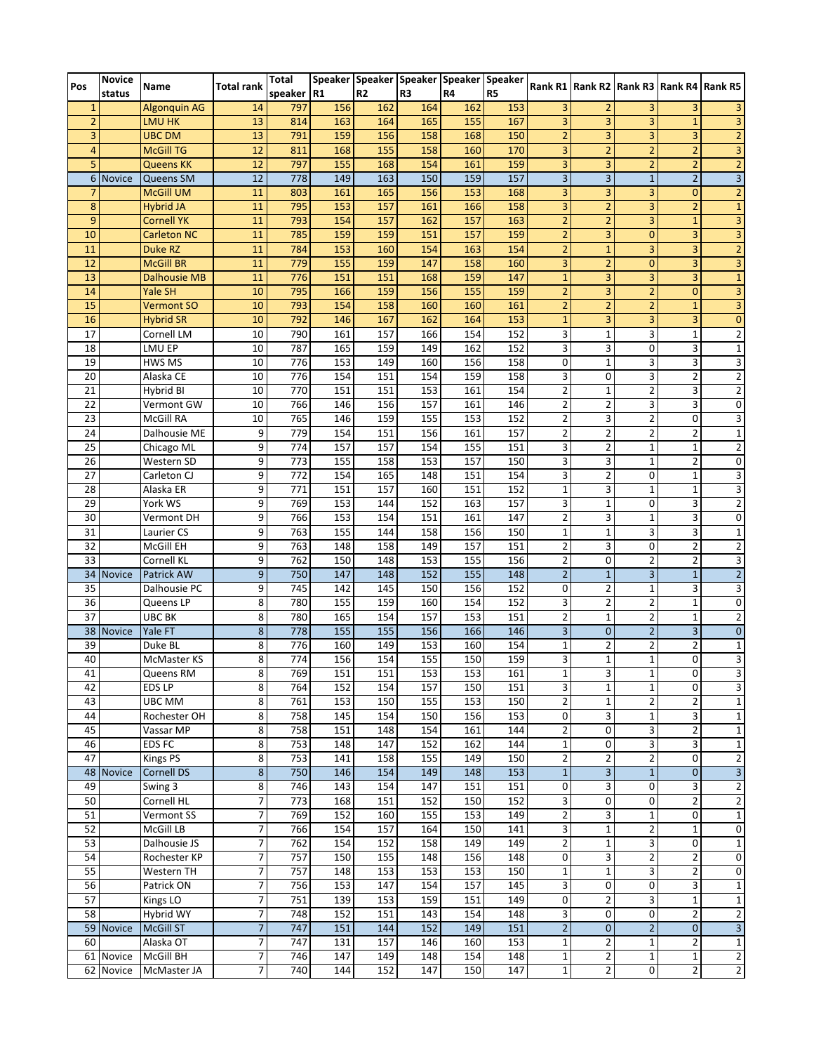| Pos | Novice status | Name | Total rank | Total speaker | Speaker R1 | Speaker R2 | Speaker R3 | Speaker R4 | Speaker R5 | Rank R1 | Rank R2 | Rank R3 | Rank R4 | Rank R5 |
|---|---|---|---|---|---|---|---|---|---|---|---|---|---|---|
| 1 | | Algonquin AG | 14 | 797 | 156 | 162 | 164 | 162 | 153 | 3 | 2 | 3 | 3 | 3 |
| 2 | | LMU HK | 13 | 814 | 163 | 164 | 165 | 155 | 167 | 3 | 3 | 3 | 1 | 3 |
| 3 | | UBC DM | 13 | 791 | 159 | 156 | 158 | 168 | 150 | 2 | 3 | 3 | 3 | 2 |
| 4 | | McGill TG | 12 | 811 | 168 | 155 | 158 | 160 | 170 | 3 | 2 | 2 | 2 | 3 |
| 5 | | Queens KK | 12 | 797 | 155 | 168 | 154 | 161 | 159 | 3 | 3 | 2 | 2 | 2 |
| 6 | Novice | Queens SM | 12 | 778 | 149 | 163 | 150 | 159 | 157 | 3 | 3 | 1 | 2 | 3 |
| 7 | | McGill UM | 11 | 803 | 161 | 165 | 156 | 153 | 168 | 3 | 3 | 3 | 0 | 2 |
| 8 | | Hybrid JA | 11 | 795 | 153 | 157 | 161 | 166 | 158 | 3 | 2 | 3 | 2 | 1 |
| 9 | | Cornell YK | 11 | 793 | 154 | 157 | 162 | 157 | 163 | 2 | 2 | 3 | 1 | 3 |
| 10 | | Carleton NC | 11 | 785 | 159 | 159 | 151 | 157 | 159 | 2 | 3 | 0 | 3 | 3 |
| 11 | | Duke RZ | 11 | 784 | 153 | 160 | 154 | 163 | 154 | 2 | 1 | 3 | 3 | 2 |
| 12 | | McGill BR | 11 | 779 | 155 | 159 | 147 | 158 | 160 | 3 | 2 | 0 | 3 | 3 |
| 13 | | Dalhousie MB | 11 | 776 | 151 | 151 | 168 | 159 | 147 | 1 | 3 | 3 | 3 | 1 |
| 14 | | Yale SH | 10 | 795 | 166 | 159 | 156 | 155 | 159 | 2 | 3 | 2 | 0 | 3 |
| 15 | | Vermont SO | 10 | 793 | 154 | 158 | 160 | 160 | 161 | 2 | 2 | 2 | 1 | 3 |
| 16 | | Hybrid SR | 10 | 792 | 146 | 167 | 162 | 164 | 153 | 1 | 3 | 3 | 3 | 0 |
| 17 | | Cornell LM | 10 | 790 | 161 | 157 | 166 | 154 | 152 | 3 | 1 | 3 | 1 | 2 |
| 18 | | LMU EP | 10 | 787 | 165 | 159 | 149 | 162 | 152 | 3 | 3 | 0 | 3 | 1 |
| 19 | | HWS MS | 10 | 776 | 153 | 149 | 160 | 156 | 158 | 0 | 1 | 3 | 3 | 3 |
| 20 | | Alaska CE | 10 | 776 | 154 | 151 | 154 | 159 | 158 | 3 | 0 | 3 | 2 | 2 |
| 21 | | Hybrid BI | 10 | 770 | 151 | 151 | 153 | 161 | 154 | 2 | 1 | 2 | 3 | 2 |
| 22 | | Vermont GW | 10 | 766 | 146 | 156 | 157 | 161 | 146 | 2 | 2 | 3 | 3 | 0 |
| 23 | | McGill RA | 10 | 765 | 146 | 159 | 155 | 153 | 152 | 2 | 3 | 2 | 0 | 3 |
| 24 | | Dalhousie ME | 9 | 779 | 154 | 151 | 156 | 161 | 157 | 2 | 2 | 2 | 2 | 1 |
| 25 | | Chicago ML | 9 | 774 | 157 | 157 | 154 | 155 | 151 | 3 | 2 | 1 | 1 | 2 |
| 26 | | Western SD | 9 | 773 | 155 | 158 | 153 | 157 | 150 | 3 | 3 | 1 | 2 | 0 |
| 27 | | Carleton CJ | 9 | 772 | 154 | 165 | 148 | 151 | 154 | 3 | 2 | 0 | 1 | 3 |
| 28 | | Alaska ER | 9 | 771 | 151 | 157 | 160 | 151 | 152 | 1 | 3 | 1 | 1 | 3 |
| 29 | | York WS | 9 | 769 | 153 | 144 | 152 | 163 | 157 | 3 | 1 | 0 | 3 | 2 |
| 30 | | Vermont DH | 9 | 766 | 153 | 154 | 151 | 161 | 147 | 2 | 3 | 1 | 3 | 0 |
| 31 | | Laurier CS | 9 | 763 | 155 | 144 | 158 | 156 | 150 | 1 | 1 | 3 | 3 | 1 |
| 32 | | McGill EH | 9 | 763 | 148 | 158 | 149 | 157 | 151 | 2 | 3 | 0 | 2 | 2 |
| 33 | | Cornell KL | 9 | 762 | 150 | 148 | 153 | 155 | 156 | 2 | 0 | 2 | 2 | 3 |
| 34 | Novice | Patrick AW | 9 | 750 | 147 | 148 | 152 | 155 | 148 | 2 | 1 | 3 | 1 | 2 |
| 35 | | Dalhousie PC | 9 | 745 | 142 | 145 | 150 | 156 | 152 | 0 | 2 | 1 | 3 | 3 |
| 36 | | Queens LP | 8 | 780 | 155 | 159 | 160 | 154 | 152 | 3 | 2 | 2 | 1 | 0 |
| 37 | | UBC BK | 8 | 780 | 165 | 154 | 157 | 153 | 151 | 2 | 1 | 2 | 1 | 2 |
| 38 | Novice | Yale FT | 8 | 778 | 155 | 155 | 156 | 166 | 146 | 3 | 0 | 2 | 3 | 0 |
| 39 | | Duke BL | 8 | 776 | 160 | 149 | 153 | 160 | 154 | 1 | 2 | 2 | 2 | 1 |
| 40 | | McMaster KS | 8 | 774 | 156 | 154 | 155 | 150 | 159 | 3 | 1 | 1 | 0 | 3 |
| 41 | | Queens RM | 8 | 769 | 151 | 151 | 153 | 153 | 161 | 1 | 3 | 1 | 0 | 3 |
| 42 | | EDS LP | 8 | 764 | 152 | 154 | 157 | 150 | 151 | 3 | 1 | 1 | 0 | 3 |
| 43 | | UBC MM | 8 | 761 | 153 | 150 | 155 | 153 | 150 | 2 | 1 | 2 | 2 | 1 |
| 44 | | Rochester OH | 8 | 758 | 145 | 154 | 150 | 156 | 153 | 0 | 3 | 1 | 3 | 1 |
| 45 | | Vassar MP | 8 | 758 | 151 | 148 | 154 | 161 | 144 | 2 | 0 | 3 | 2 | 1 |
| 46 | | EDS FC | 8 | 753 | 148 | 147 | 152 | 162 | 144 | 1 | 0 | 3 | 3 | 1 |
| 47 | | Kings PS | 8 | 753 | 141 | 158 | 155 | 149 | 150 | 2 | 2 | 2 | 0 | 2 |
| 48 | Novice | Cornell DS | 8 | 750 | 146 | 154 | 149 | 148 | 153 | 1 | 3 | 1 | 0 | 3 |
| 49 | | Swing 3 | 8 | 746 | 143 | 154 | 147 | 151 | 151 | 0 | 3 | 0 | 3 | 2 |
| 50 | | Cornell HL | 7 | 773 | 168 | 151 | 152 | 150 | 152 | 3 | 0 | 0 | 2 | 2 |
| 51 | | Vermont SS | 7 | 769 | 152 | 160 | 155 | 153 | 149 | 2 | 3 | 1 | 0 | 1 |
| 52 | | McGill LB | 7 | 766 | 154 | 157 | 164 | 150 | 141 | 3 | 1 | 2 | 1 | 0 |
| 53 | | Dalhousie JS | 7 | 762 | 154 | 152 | 158 | 149 | 149 | 2 | 1 | 3 | 0 | 1 |
| 54 | | Rochester KP | 7 | 757 | 150 | 155 | 148 | 156 | 148 | 0 | 3 | 2 | 2 | 0 |
| 55 | | Western TH | 7 | 757 | 148 | 153 | 153 | 153 | 150 | 1 | 1 | 3 | 2 | 0 |
| 56 | | Patrick ON | 7 | 756 | 153 | 147 | 154 | 157 | 145 | 3 | 0 | 0 | 3 | 1 |
| 57 | | Kings LO | 7 | 751 | 139 | 153 | 159 | 151 | 149 | 0 | 2 | 3 | 1 | 1 |
| 58 | | Hybrid WY | 7 | 748 | 152 | 151 | 143 | 154 | 148 | 3 | 0 | 0 | 2 | 2 |
| 59 | Novice | McGill ST | 7 | 747 | 151 | 144 | 152 | 149 | 151 | 2 | 0 | 2 | 0 | 3 |
| 60 | | Alaska OT | 7 | 747 | 131 | 157 | 146 | 160 | 153 | 1 | 2 | 1 | 2 | 1 |
| 61 | Novice | McGill BH | 7 | 746 | 147 | 149 | 148 | 154 | 148 | 1 | 2 | 1 | 1 | 2 |
| 62 | Novice | McMaster JA | 7 | 740 | 144 | 152 | 147 | 150 | 147 | 1 | 2 | 0 | 2 | 2 |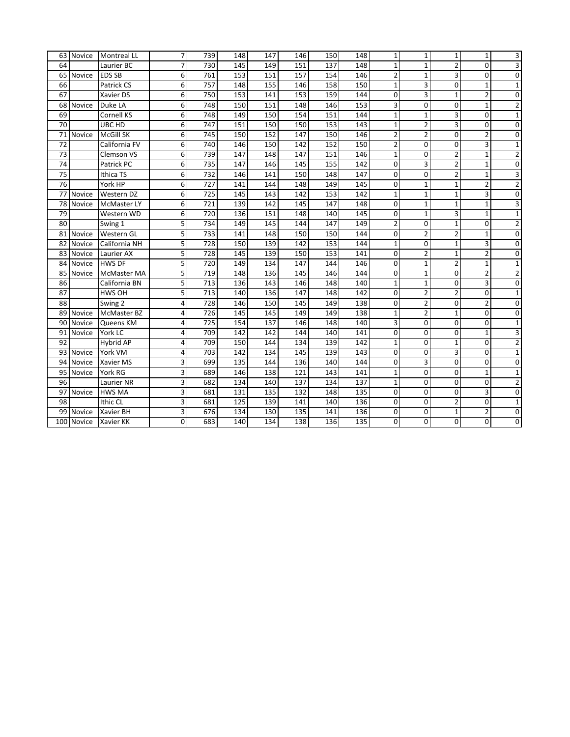| | | | | | | | | | | | | | | |
|---|---|---|---|---|---|---|---|---|---|---|---|---|---|---|
| 63 | Novice | Montreal LL | 7 | 739 | 148 | 147 | 146 | 150 | 148 | 1 | 1 | 1 | 1 | 3 |
| 64 | | Laurier BC | 7 | 730 | 145 | 149 | 151 | 137 | 148 | 1 | 1 | 2 | 0 | 3 |
| 65 | Novice | EDS SB | 6 | 761 | 153 | 151 | 157 | 154 | 146 | 2 | 1 | 3 | 0 | 0 |
| 66 | | Patrick CS | 6 | 757 | 148 | 155 | 146 | 158 | 150 | 1 | 3 | 0 | 1 | 1 |
| 67 | | Xavier DS | 6 | 750 | 153 | 141 | 153 | 159 | 144 | 0 | 3 | 1 | 2 | 0 |
| 68 | Novice | Duke LA | 6 | 748 | 150 | 151 | 148 | 146 | 153 | 3 | 0 | 0 | 1 | 2 |
| 69 | | Cornell KS | 6 | 748 | 149 | 150 | 154 | 151 | 144 | 1 | 1 | 3 | 0 | 1 |
| 70 | | UBC HD | 6 | 747 | 151 | 150 | 150 | 153 | 143 | 1 | 2 | 3 | 0 | 0 |
| 71 | Novice | McGill SK | 6 | 745 | 150 | 152 | 147 | 150 | 146 | 2 | 2 | 0 | 2 | 0 |
| 72 | | California FV | 6 | 740 | 146 | 150 | 142 | 152 | 150 | 2 | 0 | 0 | 3 | 1 |
| 73 | | Clemson VS | 6 | 739 | 147 | 148 | 147 | 151 | 146 | 1 | 0 | 2 | 1 | 2 |
| 74 | | Patrick PC | 6 | 735 | 147 | 146 | 145 | 155 | 142 | 0 | 3 | 2 | 1 | 0 |
| 75 | | Ithica TS | 6 | 732 | 146 | 141 | 150 | 148 | 147 | 0 | 0 | 2 | 1 | 3 |
| 76 | | York HP | 6 | 727 | 141 | 144 | 148 | 149 | 145 | 0 | 1 | 1 | 2 | 2 |
| 77 | Novice | Western DZ | 6 | 725 | 145 | 143 | 142 | 153 | 142 | 1 | 1 | 1 | 3 | 0 |
| 78 | Novice | McMaster LY | 6 | 721 | 139 | 142 | 145 | 147 | 148 | 0 | 1 | 1 | 1 | 3 |
| 79 | | Western WD | 6 | 720 | 136 | 151 | 148 | 140 | 145 | 0 | 1 | 3 | 1 | 1 |
| 80 | | Swing 1 | 5 | 734 | 149 | 145 | 144 | 147 | 149 | 2 | 0 | 1 | 0 | 2 |
| 81 | Novice | Western GL | 5 | 733 | 141 | 148 | 150 | 150 | 144 | 0 | 2 | 2 | 1 | 0 |
| 82 | Novice | California NH | 5 | 728 | 150 | 139 | 142 | 153 | 144 | 1 | 0 | 1 | 3 | 0 |
| 83 | Novice | Laurier AX | 5 | 728 | 145 | 139 | 150 | 153 | 141 | 0 | 2 | 1 | 2 | 0 |
| 84 | Novice | HWS DF | 5 | 720 | 149 | 134 | 147 | 144 | 146 | 0 | 1 | 2 | 1 | 1 |
| 85 | Novice | McMaster MA | 5 | 719 | 148 | 136 | 145 | 146 | 144 | 0 | 1 | 0 | 2 | 2 |
| 86 | | California BN | 5 | 713 | 136 | 143 | 146 | 148 | 140 | 1 | 1 | 0 | 3 | 0 |
| 87 | | HWS OH | 5 | 713 | 140 | 136 | 147 | 148 | 142 | 0 | 2 | 2 | 0 | 1 |
| 88 | | Swing 2 | 4 | 728 | 146 | 150 | 145 | 149 | 138 | 0 | 2 | 0 | 2 | 0 |
| 89 | Novice | McMaster BZ | 4 | 726 | 145 | 145 | 149 | 149 | 138 | 1 | 2 | 1 | 0 | 0 |
| 90 | Novice | Queens KM | 4 | 725 | 154 | 137 | 146 | 148 | 140 | 3 | 0 | 0 | 0 | 1 |
| 91 | Novice | York LC | 4 | 709 | 142 | 142 | 144 | 140 | 141 | 0 | 0 | 0 | 1 | 3 |
| 92 | | Hybrid AP | 4 | 709 | 150 | 144 | 134 | 139 | 142 | 1 | 0 | 1 | 0 | 2 |
| 93 | Novice | York VM | 4 | 703 | 142 | 134 | 145 | 139 | 143 | 0 | 0 | 3 | 0 | 1 |
| 94 | Novice | Xavier MS | 3 | 699 | 135 | 144 | 136 | 140 | 144 | 0 | 3 | 0 | 0 | 0 |
| 95 | Novice | York RG | 3 | 689 | 146 | 138 | 121 | 143 | 141 | 1 | 0 | 0 | 1 | 1 |
| 96 | | Laurier NR | 3 | 682 | 134 | 140 | 137 | 134 | 137 | 1 | 0 | 0 | 0 | 2 |
| 97 | Novice | HWS MA | 3 | 681 | 131 | 135 | 132 | 148 | 135 | 0 | 0 | 0 | 3 | 0 |
| 98 | | Ithic CL | 3 | 681 | 125 | 139 | 141 | 140 | 136 | 0 | 0 | 2 | 0 | 1 |
| 99 | Novice | Xavier BH | 3 | 676 | 134 | 130 | 135 | 141 | 136 | 0 | 0 | 1 | 2 | 0 |
| 100 | Novice | Xavier KK | 0 | 683 | 140 | 134 | 138 | 136 | 135 | 0 | 0 | 0 | 0 | 0 |